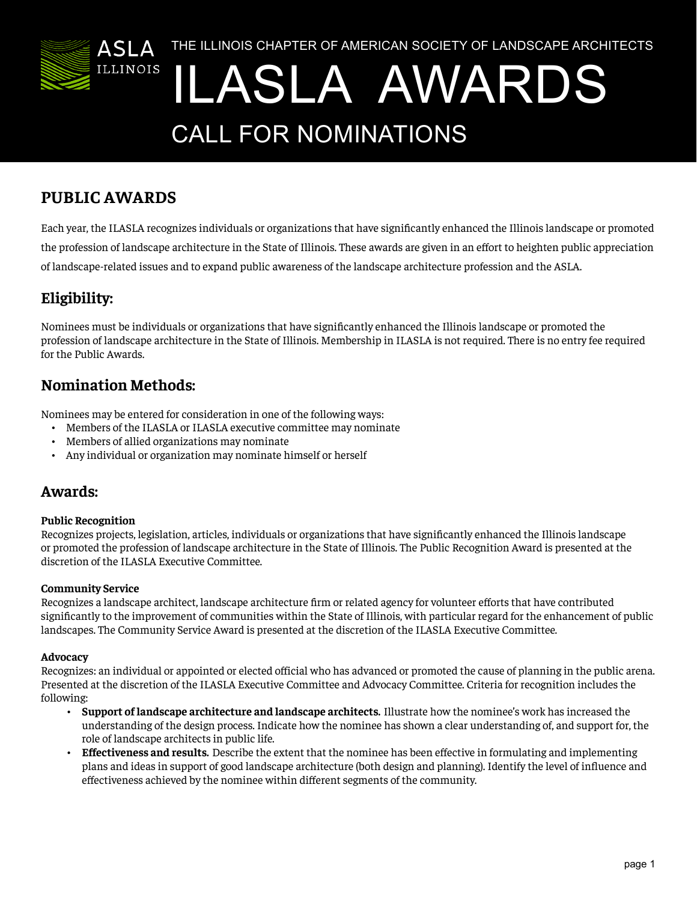ASLA ILLINOIS

THE ILLINOIS CHAPTER OF AMERICAN SOCIETY OF LANDSCAPE ARCHITECTS

# ILASLA AWARDS

## CALL FOR NOMINATIONS

## PUBLIC AWARDS

Each year, the ILASLA recognizes individuals or organizations that have significantly enhanced the Illinois landscape or promoted the profession of landscape architecture in the State of Illinois. These awards are given in an effort to heighten public appreciation of landscape-related issues and to expand public awareness of the landscape architecture profession and the ASLA.

## Eligibility:

Nominees must be individuals or organizations that have significantly enhanced the Illinois landscape or promoted the profession of landscape architecture in the State of Illinois. Membership in ILASLA is not required. There is no entry fee required for the Public Awards.

## Nomination Methods:

Nominees may be entered for consideration in one of the following ways:

- Members of the ILASLA or ILASLA executive committee may nominate
- Members of allied organizations may nominate
- Any individual or organization may nominate himself or herself

## Awards:

**Public Recognition**
Recognizes projects, legislation, articles, individuals or organizations that have significantly enhanced the Illinois landscape or promoted the profession of landscape architecture in the State of Illinois. The Public Recognition Award is presented at the discretion of the ILASLA Executive Committee.

**Community Service**
Recognizes a landscape architect, landscape architecture firm or related agency for volunteer efforts that have contributed significantly to the improvement of communities within the State of Illinois, with particular regard for the enhancement of public landscapes. The Community Service Award is presented at the discretion of the ILASLA Executive Committee.

**Advocacy**
Recognizes: an individual or appointed or elected official who has advanced or promoted the cause of planning in the public arena. Presented at the discretion of the ILASLA Executive Committee and Advocacy Committee. Criteria for recognition includes the following:

- **Support of landscape architecture and landscape architects.** Illustrate how the nominee's work has increased the understanding of the design process. Indicate how the nominee has shown a clear understanding of, and support for, the role of landscape architects in public life.
- **Effectiveness and results.** Describe the extent that the nominee has been effective in formulating and implementing plans and ideas in support of good landscape architecture (both design and planning). Identify the level of influence and effectiveness achieved by the nominee within different segments of the community.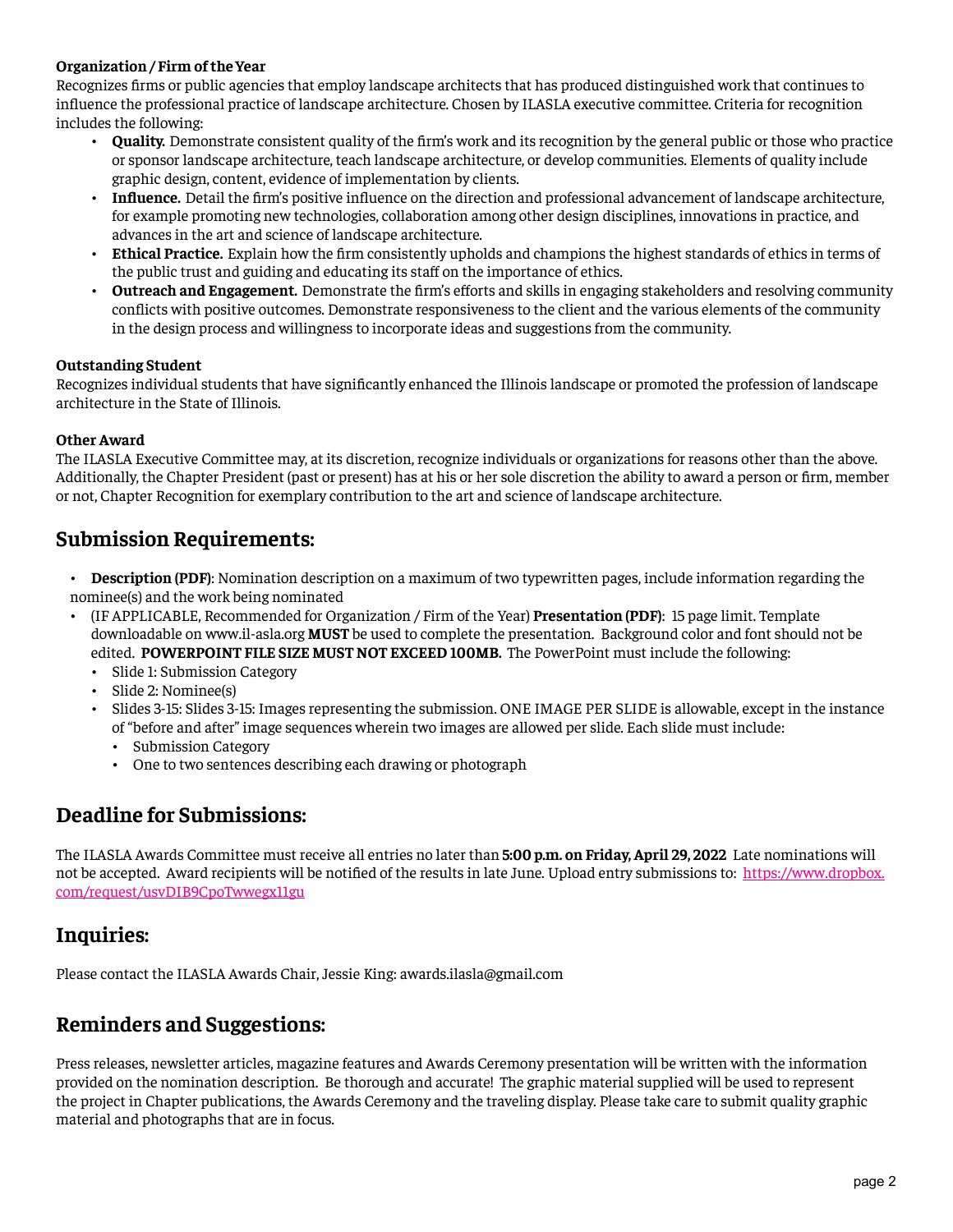**Organization / Firm of the Year**

Recognizes firms or public agencies that employ landscape architects that has produced distinguished work that continues to influence the professional practice of landscape architecture. Chosen by ILASLA executive committee. Criteria for recognition includes the following:

- **Quality.** Demonstrate consistent quality of the firm's work and its recognition by the general public or those who practice or sponsor landscape architecture, teach landscape architecture, or develop communities. Elements of quality include graphic design, content, evidence of implementation by clients.
- **Influence.** Detail the firm's positive influence on the direction and professional advancement of landscape architecture, for example promoting new technologies, collaboration among other design disciplines, innovations in practice, and advances in the art and science of landscape architecture.
- **Ethical Practice.** Explain how the firm consistently upholds and champions the highest standards of ethics in terms of the public trust and guiding and educating its staff on the importance of ethics.
- **Outreach and Engagement.** Demonstrate the firm's efforts and skills in engaging stakeholders and resolving community conflicts with positive outcomes. Demonstrate responsiveness to the client and the various elements of the community in the design process and willingness to incorporate ideas and suggestions from the community.

**Outstanding Student**

Recognizes individual students that have significantly enhanced the Illinois landscape or promoted the profession of landscape architecture in the State of Illinois.

**Other Award**

The ILASLA Executive Committee may, at its discretion, recognize individuals or organizations for reasons other than the above. Additionally, the Chapter President (past or present) has at his or her sole discretion the ability to award a person or firm, member or not, Chapter Recognition for exemplary contribution to the art and science of landscape architecture.

## Submission Requirements:

- **Description (PDF)**: Nomination description on a maximum of two typewritten pages, include information regarding the nominee(s) and the work being nominated
- (IF APPLICABLE, Recommended for Organization / Firm of the Year) **Presentation (PDF)**: 15 page limit. Template downloadable on www.il-asla.org **MUST** be used to complete the presentation. Background color and font should not be edited. **POWERPOINT FILE SIZE MUST NOT EXCEED 100MB.** The PowerPoint must include the following:
  - Slide 1: Submission Category
  - Slide 2: Nominee(s)
  - Slides 3-15: Slides 3-15: Images representing the submission. ONE IMAGE PER SLIDE is allowable, except in the instance of "before and after" image sequences wherein two images are allowed per slide. Each slide must include:
    - Submission Category
    - One to two sentences describing each drawing or photograph

## Deadline for Submissions:

The ILASLA Awards Committee must receive all entries no later than **5:00 p.m. on Friday, April 29, 2022** Late nominations will not be accepted. Award recipients will be notified of the results in late June. Upload entry submissions to: https://www.dropbox.com/request/usvDIB9CpoTwwegx11gu

## Inquiries:

Please contact the ILASLA Awards Chair, Jessie King: awards.ilasla@gmail.com

## Reminders and Suggestions:

Press releases, newsletter articles, magazine features and Awards Ceremony presentation will be written with the information provided on the nomination description. Be thorough and accurate! The graphic material supplied will be used to represent the project in Chapter publications, the Awards Ceremony and the traveling display. Please take care to submit quality graphic material and photographs that are in focus.